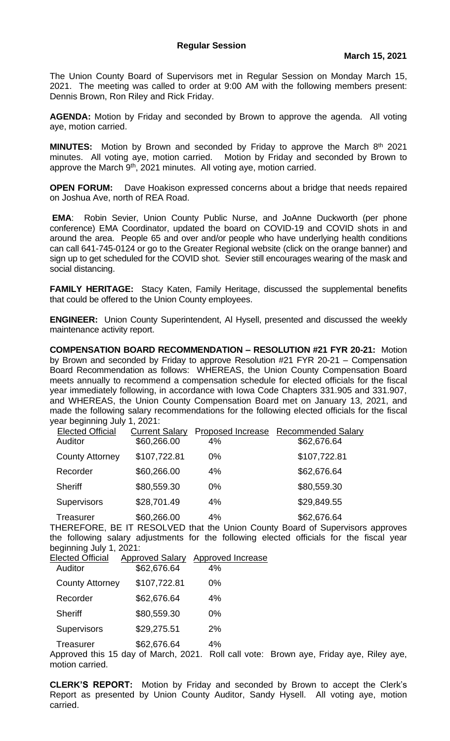## Regular Session

**March 15, 2021**

The Union County Board of Supervisors met in Regular Session on Monday March 15, 2021. The meeting was called to order at 9:00 AM with the following members present: Dennis Brown, Ron Riley and Rick Friday.

**AGENDA:** Motion by Friday and seconded by Brown to approve the agenda. All voting aye, motion carried.

**MINUTES:** Motion by Brown and seconded by Friday to approve the March 8th 2021 minutes. All voting aye, motion carried. Motion by Friday and seconded by Brown to approve the March 9th, 2021 minutes. All voting aye, motion carried.

**OPEN FORUM:** Dave Hoakison expressed concerns about a bridge that needs repaired on Joshua Ave, north of REA Road.

**EMA**: Robin Sevier, Union County Public Nurse, and JoAnne Duckworth (per phone conference) EMA Coordinator, updated the board on COVID-19 and COVID shots in and around the area. People 65 and over and/or people who have underlying health conditions can call 641-745-0124 or go to the Greater Regional website (click on the orange banner) and sign up to get scheduled for the COVID shot. Sevier still encourages wearing of the mask and social distancing.

**FAMILY HERITAGE:** Stacy Katen, Family Heritage, discussed the supplemental benefits that could be offered to the Union County employees.

**ENGINEER:** Union County Superintendent, Al Hysell, presented and discussed the weekly maintenance activity report.

**COMPENSATION BOARD RECOMMENDATION – RESOLUTION #21 FYR 20-21:** Motion by Brown and seconded by Friday to approve Resolution #21 FYR 20-21 – Compensation Board Recommendation as follows: WHEREAS, the Union County Compensation Board meets annually to recommend a compensation schedule for elected officials for the fiscal year immediately following, in accordance with Iowa Code Chapters 331.905 and 331.907, and WHEREAS, the Union County Compensation Board met on January 13, 2021, and made the following salary recommendations for the following elected officials for the fiscal year beginning July 1, 2021:

| Elected Official | Current Salary | Proposed Increase | Recommended Salary |
|---|---|---|---|
| Auditor | $60,266.00 | 4% | $62,676.64 |
| County Attorney | $107,722.81 | 0% | $107,722.81 |
| Recorder | $60,266.00 | 4% | $62,676.64 |
| Sheriff | $80,559.30 | 0% | $80,559.30 |
| Supervisors | $28,701.49 | 4% | $29,849.55 |
| Treasurer | $60,266.00 | 4% | $62,676.64 |

THEREFORE, BE IT RESOLVED that the Union County Board of Supervisors approves the following salary adjustments for the following elected officials for the fiscal year beginning July 1, 2021:

| Elected Official | Approved Salary | Approved Increase |
|---|---|---|
| Auditor | $62,676.64 | 4% |
| County Attorney | $107,722.81 | 0% |
| Recorder | $62,676.64 | 4% |
| Sheriff | $80,559.30 | 0% |
| Supervisors | $29,275.51 | 2% |
| Treasurer | $62,676.64 | 4% |

Approved this 15 day of March, 2021. Roll call vote: Brown aye, Friday aye, Riley aye, motion carried.

**CLERK'S REPORT:** Motion by Friday and seconded by Brown to accept the Clerk's Report as presented by Union County Auditor, Sandy Hysell. All voting aye, motion carried.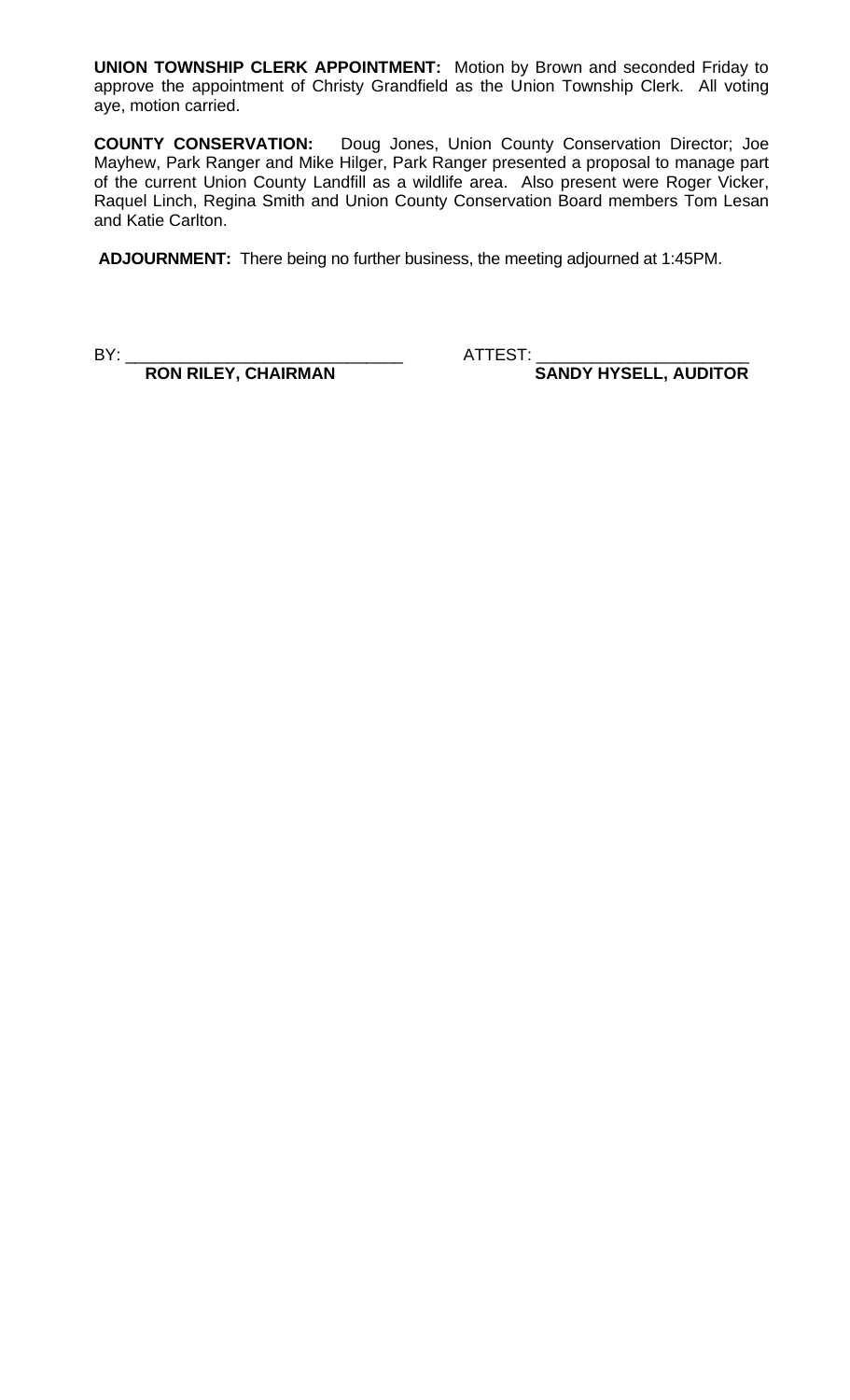**UNION TOWNSHIP CLERK APPOINTMENT:** Motion by Brown and seconded Friday to approve the appointment of Christy Grandfield as the Union Township Clerk. All voting aye, motion carried.

**COUNTY CONSERVATION:** Doug Jones, Union County Conservation Director; Joe Mayhew, Park Ranger and Mike Hilger, Park Ranger presented a proposal to manage part of the current Union County Landfill as a wildlife area. Also present were Roger Vicker, Raquel Linch, Regina Smith and Union County Conservation Board members Tom Lesan and Katie Carlton.

**ADJOURNMENT:** There being no further business, the meeting adjourned at 1:45PM.

BY: ______________________________ ATTEST: ______________________

**RON RILEY, CHAIRMAN** **SANDY HYSELL, AUDITOR**